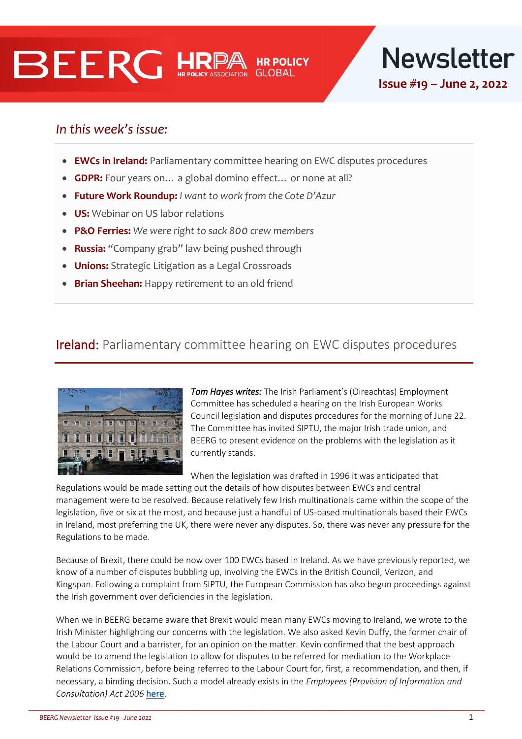# BEERG HRPA HR POLICY ASSOCIATION HR POLICY GLOBAL

# Newsletter

**Issue #19 – June 2, 2022**

*In this week's issue:*

- **EWCs in Ireland:** Parliamentary committee hearing on EWC disputes procedures
- **GDPR:** Four years on… a global domino effect… or none at all?
- **Future Work Roundup:** *I want to work from the Cote D'Azur*
- **US:** Webinar on US labor relations
- **P&O Ferries:** *We were right to sack 800 crew members*
- **Russia:** "Company grab" law being pushed through
- **Unions:** Strategic Litigation as a Legal Crossroads
- **Brian Sheehan:** Happy retirement to an old friend

## Ireland: Parliamentary committee hearing on EWC disputes procedures

***Tom Hayes writes:*** The Irish Parliament's (Oireachtas) Employment Committee has scheduled a hearing on the Irish European Works Council legislation and disputes procedures for the morning of June 22. The Committee has invited SIPTU, the major Irish trade union, and BEERG to present evidence on the problems with the legislation as it currently stands.

When the legislation was drafted in 1996 it was anticipated that Regulations would be made setting out the details of how disputes between EWCs and central management were to be resolved. Because relatively few Irish multinationals came within the scope of the legislation, five or six at the most, and because just a handful of US-based multinationals based their EWCs in Ireland, most preferring the UK, there were never any disputes. So, there was never any pressure for the Regulations to be made.

Because of Brexit, there could be now over 100 EWCs based in Ireland. As we have previously reported, we know of a number of disputes bubbling up, involving the EWCs in the British Council, Verizon, and Kingspan. Following a complaint from SIPTU, the European Commission has also begun proceedings against the Irish government over deficiencies in the legislation.

When we in BEERG became aware that Brexit would mean many EWCs moving to Ireland, we wrote to the Irish Minister highlighting our concerns with the legislation. We also asked Kevin Duffy, the former chair of the Labour Court and a barrister, for an opinion on the matter. Kevin confirmed that the best approach would be to amend the legislation to allow for disputes to be referred for mediation to the Workplace Relations Commission, before being referred to the Labour Court for, first, a recommendation, and then, if necessary, a binding decision. Such a model already exists in the *Employees (Provision of Information and Consultation) Act 2006* here.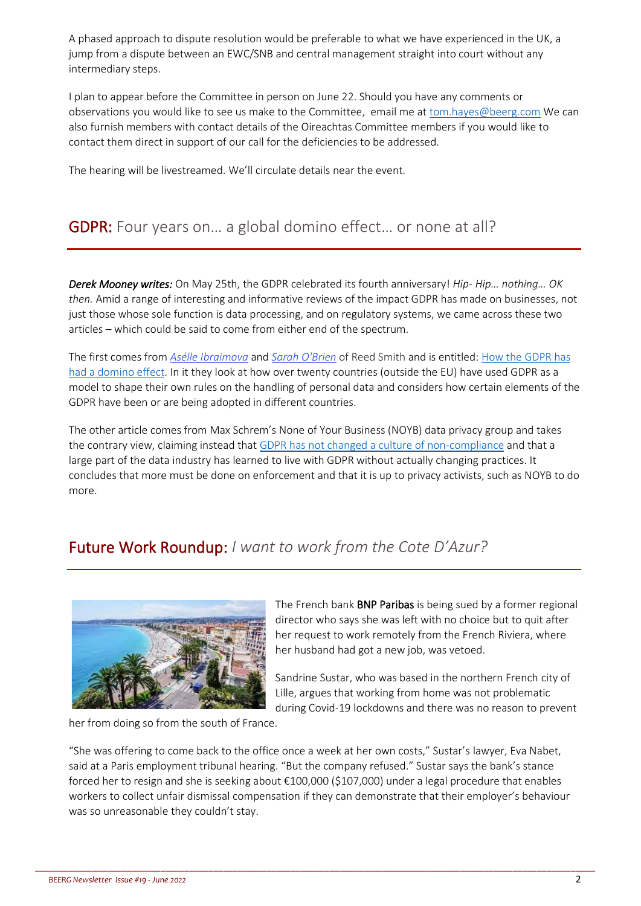A phased approach to dispute resolution would be preferable to what we have experienced in the UK, a jump from a dispute between an EWC/SNB and central management straight into court without any intermediary steps.

I plan to appear before the Committee in person on June 22. Should you have any comments or observations you would like to see us make to the Committee, email me at tom.hayes@beerg.com We can also furnish members with contact details of the Oireachtas Committee members if you would like to contact them direct in support of our call for the deficiencies to be addressed.

The hearing will be livestreamed. We'll circulate details near the event.

## GDPR: Four years on… a global domino effect… or none at all?

***Derek Mooney writes:*** On May 25th, the GDPR celebrated its fourth anniversary! *Hip- Hip… nothing… OK then.* Amid a range of interesting and informative reviews of the impact GDPR has made on businesses, not just those whose sole function is data processing, and on regulatory systems, we came across these two articles – which could be said to come from either end of the spectrum.

The first comes from *Asélle Ibraimova* and *Sarah O'Brien* of Reed Smith and is entitled: How the GDPR has had a domino effect. In it they look at how over twenty countries (outside the EU) have used GDPR as a model to shape their own rules on the handling of personal data and considers how certain elements of the GDPR have been or are being adopted in different countries.

The other article comes from Max Schrem's None of Your Business (NOYB) data privacy group and takes the contrary view, claiming instead that GDPR has not changed a culture of non-compliance and that a large part of the data industry has learned to live with GDPR without actually changing practices. It concludes that more must be done on enforcement and that it is up to privacy activists, such as NOYB to do more.

## Future Work Roundup: *I want to work from the Cote D'Azur?*

The French bank **BNP Paribas** is being sued by a former regional director who says she was left with no choice but to quit after her request to work remotely from the French Riviera, where her husband had got a new job, was vetoed.

Sandrine Sustar, who was based in the northern French city of Lille, argues that working from home was not problematic during Covid-19 lockdowns and there was no reason to prevent her from doing so from the south of France.

"She was offering to come back to the office once a week at her own costs," Sustar's lawyer, Eva Nabet, said at a Paris employment tribunal hearing. "But the company refused." Sustar says the bank's stance forced her to resign and she is seeking about €100,000 ($107,000) under a legal procedure that enables workers to collect unfair dismissal compensation if they can demonstrate that their employer's behaviour was so unreasonable they couldn't stay.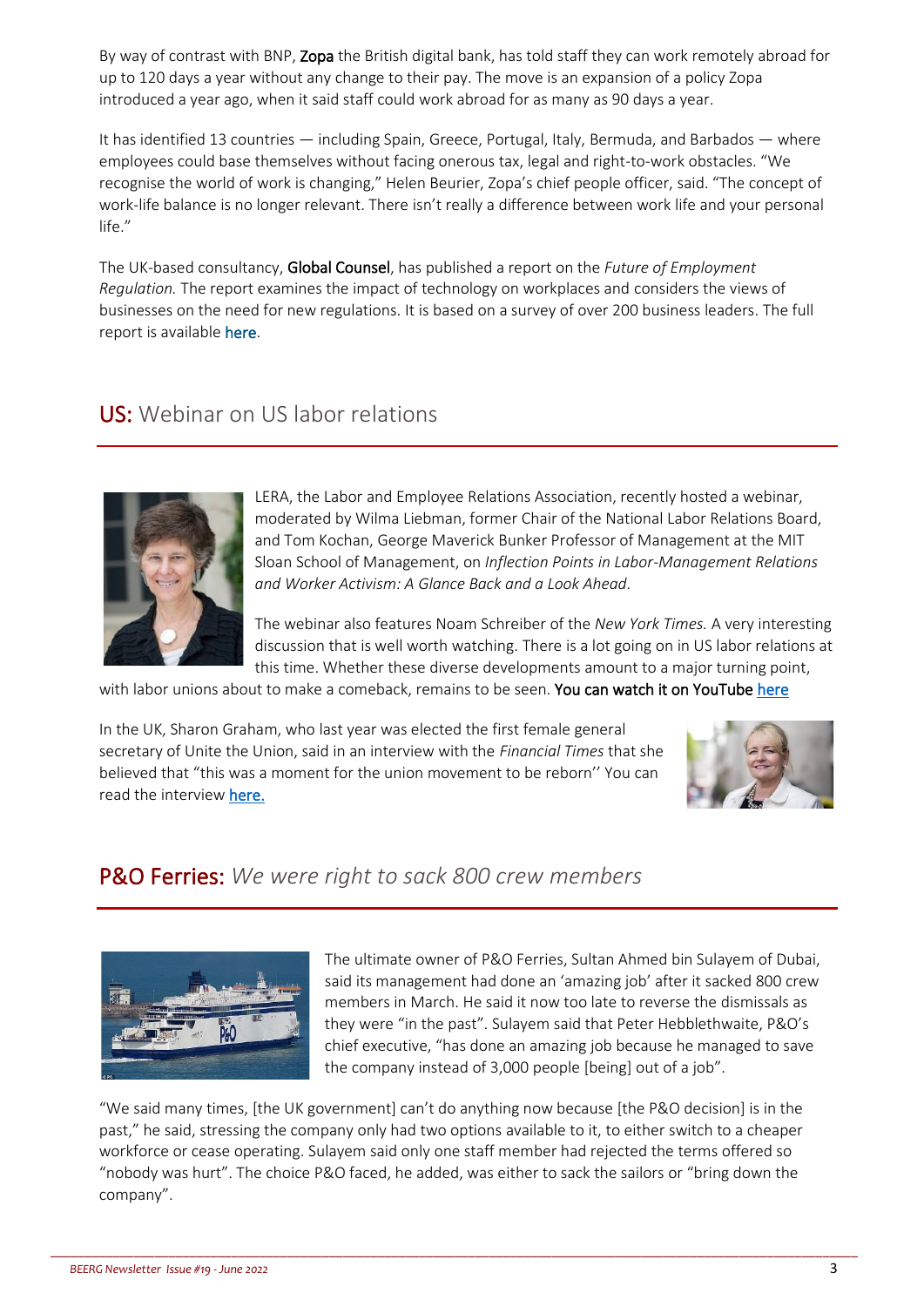By way of contrast with BNP, **Zopa** the British digital bank, has told staff they can work remotely abroad for up to 120 days a year without any change to their pay. The move is an expansion of a policy Zopa introduced a year ago, when it said staff could work abroad for as many as 90 days a year.

It has identified 13 countries — including Spain, Greece, Portugal, Italy, Bermuda, and Barbados — where employees could base themselves without facing onerous tax, legal and right-to-work obstacles. "We recognise the world of work is changing," Helen Beurier, Zopa's chief people officer, said. "The concept of work-life balance is no longer relevant. There isn't really a difference between work life and your personal life."

The UK-based consultancy, **Global Counsel**, has published a report on the *Future of Employment Regulation.* The report examines the impact of technology on workplaces and considers the views of businesses on the need for new regulations. It is based on a survey of over 200 business leaders. The full report is available here.

## US: Webinar on US labor relations

LERA, the Labor and Employee Relations Association, recently hosted a webinar, moderated by Wilma Liebman, former Chair of the National Labor Relations Board, and Tom Kochan, George Maverick Bunker Professor of Management at the MIT Sloan School of Management, on *Inflection Points in Labor-Management Relations and Worker Activism: A Glance Back and a Look Ahead.*

The webinar also features Noam Schreiber of the *New York Times.* A very interesting discussion that is well worth watching. There is a lot going on in US labor relations at this time. Whether these diverse developments amount to a major turning point, with labor unions about to make a comeback, remains to be seen. You can watch it on YouTube here

In the UK, Sharon Graham, who last year was elected the first female general secretary of Unite the Union, said in an interview with the *Financial Times* that she believed that "this was a moment for the union movement to be reborn'' You can read the interview here.

## P&O Ferries: *We were right to sack 800 crew members*

The ultimate owner of P&O Ferries, Sultan Ahmed bin Sulayem of Dubai, said its management had done an 'amazing job' after it sacked 800 crew members in March. He said it now too late to reverse the dismissals as they were "in the past". Sulayem said that Peter Hebblethwaite, P&O's chief executive, "has done an amazing job because he managed to save the company instead of 3,000 people [being] out of a job".

"We said many times, [the UK government] can't do anything now because [the P&O decision] is in the past," he said, stressing the company only had two options available to it, to either switch to a cheaper workforce or cease operating. Sulayem said only one staff member had rejected the terms offered so "nobody was hurt". The choice P&O faced, he added, was either to sack the sailors or "bring down the company".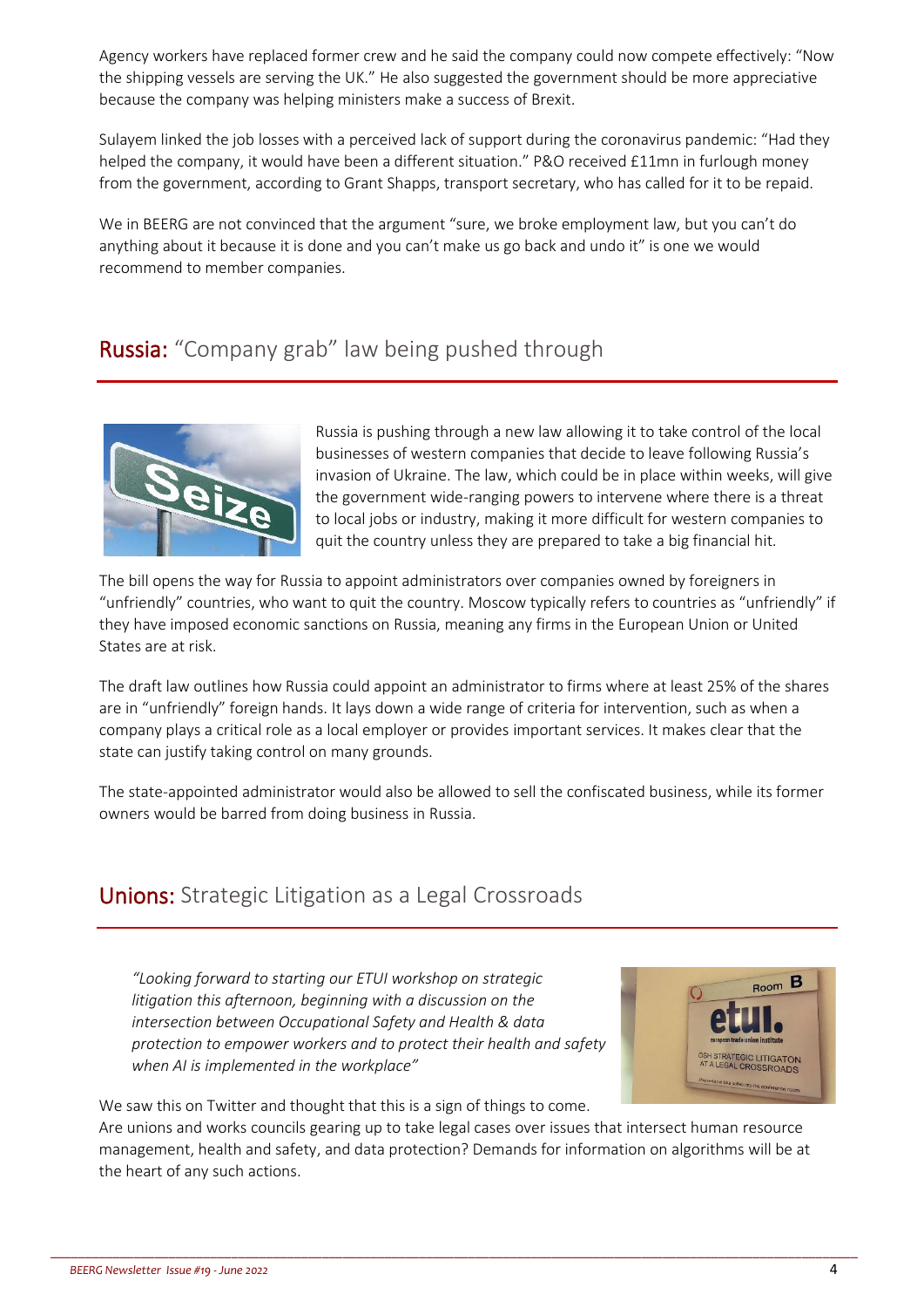Agency workers have replaced former crew and he said the company could now compete effectively: "Now the shipping vessels are serving the UK." He also suggested the government should be more appreciative because the company was helping ministers make a success of Brexit.

Sulayem linked the job losses with a perceived lack of support during the coronavirus pandemic: "Had they helped the company, it would have been a different situation." P&O received £11mn in furlough money from the government, according to Grant Shapps, transport secretary, who has called for it to be repaid.

We in BEERG are not convinced that the argument "sure, we broke employment law, but you can't do anything about it because it is done and you can't make us go back and undo it" is one we would recommend to member companies.

## **Russia:** "Company grab" law being pushed through

Russia is pushing through a new law allowing it to take control of the local businesses of western companies that decide to leave following Russia's invasion of Ukraine. The law, which could be in place within weeks, will give the government wide-ranging powers to intervene where there is a threat to local jobs or industry, making it more difficult for western companies to quit the country unless they are prepared to take a big financial hit.

The bill opens the way for Russia to appoint administrators over companies owned by foreigners in "unfriendly" countries, who want to quit the country. Moscow typically refers to countries as "unfriendly" if they have imposed economic sanctions on Russia, meaning any firms in the European Union or United States are at risk.

The draft law outlines how Russia could appoint an administrator to firms where at least 25% of the shares are in "unfriendly" foreign hands. It lays down a wide range of criteria for intervention, such as when a company plays a critical role as a local employer or provides important services. It makes clear that the state can justify taking control on many grounds.

The state-appointed administrator would also be allowed to sell the confiscated business, while its former owners would be barred from doing business in Russia.

## **Unions:** Strategic Litigation as a Legal Crossroads

> *"Looking forward to starting our ETUI workshop on strategic litigation this afternoon, beginning with a discussion on the intersection between Occupational Safety and Health & data protection to empower workers and to protect their health and safety when AI is implemented in the workplace"*

We saw this on Twitter and thought that this is a sign of things to come. Are unions and works councils gearing up to take legal cases over issues that intersect human resource management, health and safety, and data protection? Demands for information on algorithms will be at the heart of any such actions.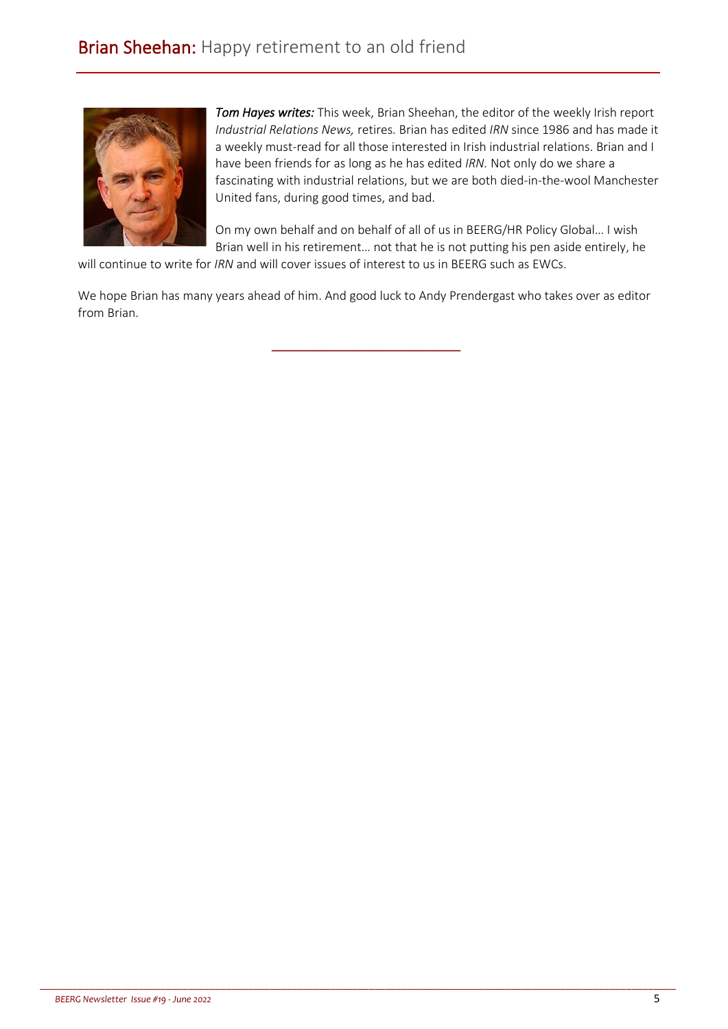# **Brian Sheehan:** Happy retirement to an old friend

***Tom Hayes writes:*** This week, Brian Sheehan, the editor of the weekly Irish report *Industrial Relations News,* retires. Brian has edited *IRN* since 1986 and has made it a weekly must-read for all those interested in Irish industrial relations. Brian and I have been friends for as long as he has edited *IRN.* Not only do we share a fascinating with industrial relations, but we are both died-in-the-wool Manchester United fans, during good times, and bad.

On my own behalf and on behalf of all of us in BEERG/HR Policy Global… I wish Brian well in his retirement… not that he is not putting his pen aside entirely, he will continue to write for *IRN* and will cover issues of interest to us in BEERG such as EWCs.

We hope Brian has many years ahead of him. And good luck to Andy Prendergast who takes over as editor from Brian.

---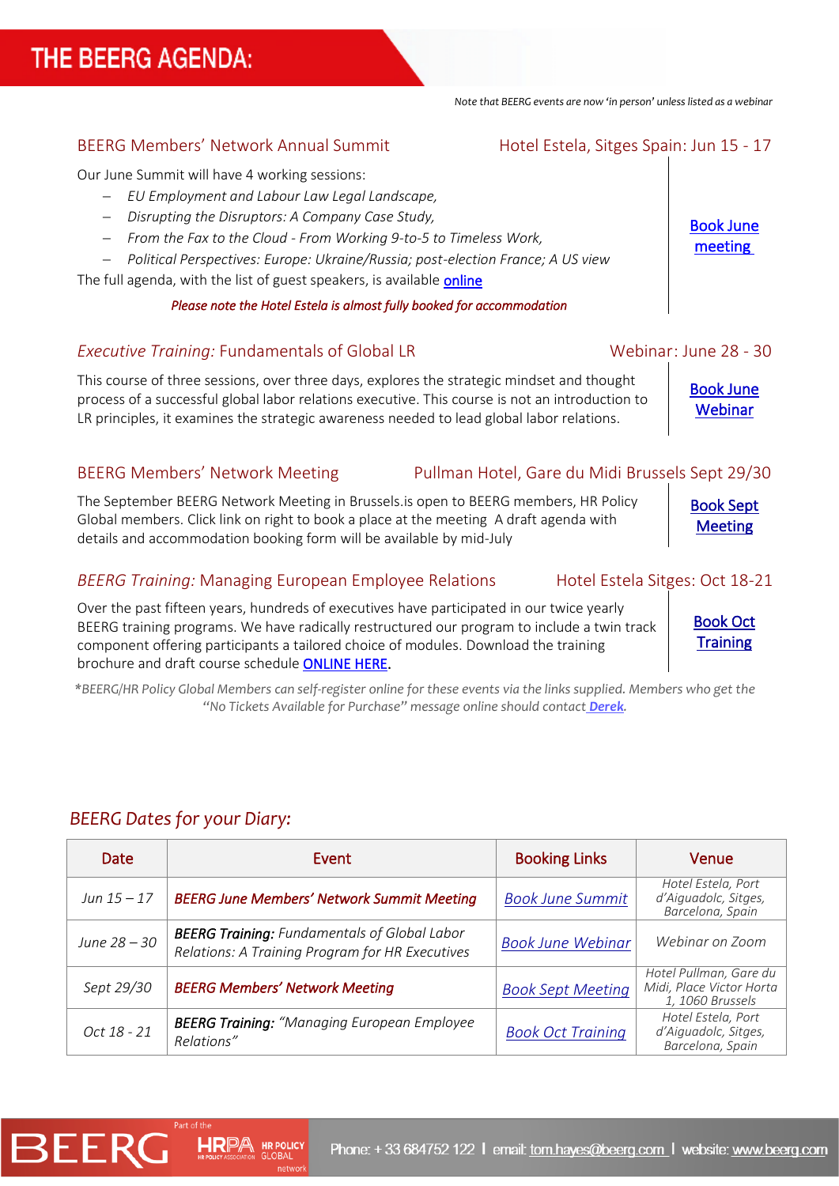# THE BEERG AGENDA:

*Note that BEERG events are now 'in person' unless listed as a webinar*

## BEERG Members' Network Annual Summit — Hotel Estela, Sitges Spain: Jun 15 - 17

Our June Summit will have 4 working sessions:

- *EU Employment and Labour Law Legal Landscape,*
- *Disrupting the Disruptors: A Company Case Study,*
- *From the Fax to the Cloud - From Working 9-to-5 to Timeless Work,*
- *Political Perspectives: Europe: Ukraine/Russia; post-election France; A US view*

The full agenda, with the list of guest speakers, is available online

*Please note the Hotel Estela is almost fully booked for accommodation*

Book June meeting

## *Executive Training:* Fundamentals of Global LR — Webinar: June 28 - 30

This course of three sessions, over three days, explores the strategic mindset and thought process of a successful global labor relations executive. This course is not an introduction to LR principles, it examines the strategic awareness needed to lead global labor relations.

Book June Webinar

## BEERG Members' Network Meeting — Pullman Hotel, Gare du Midi Brussels Sept 29/30

The September BEERG Network Meeting in Brussels.is open to BEERG members, HR Policy Global members. Click link on right to book a place at the meeting A draft agenda with details and accommodation booking form will be available by mid-July

Book Sept Meeting

## *BEERG Training:* Managing European Employee Relations — Hotel Estela Sitges: Oct 18-21

Over the past fifteen years, hundreds of executives have participated in our twice yearly BEERG training programs. We have radically restructured our program to include a twin track component offering participants a tailored choice of modules. Download the training brochure and draft course schedule ONLINE HERE.

Book Oct Training

*\*BEERG/HR Policy Global Members can self-register online for these events via the links supplied. Members who get the "No Tickets Available for Purchase" message online should contact **Derek**.*

## *BEERG Dates for your Diary:*

| Date | Event | Booking Links | Venue |
|---|---|---|---|
| *Jun 15 – 17* | ***BEERG June Members' Network Summit Meeting*** | *Book June Summit* | *Hotel Estela, Port d'Aiguadolc, Sitges, Barcelona, Spain* |
| *June 28 – 30* | ***BEERG Training:*** *Fundamentals of Global Labor Relations: A Training Program for HR Executives* | *Book June Webinar* | *Webinar on Zoom* |
| *Sept 29/30* | ***BEERG Members' Network Meeting*** | *Book Sept Meeting* | *Hotel Pullman, Gare du Midi, Place Victor Horta 1, 1060 Brussels* |
| *Oct 18 - 21* | ***BEERG Training:*** *"Managing European Employee Relations"* | *Book Oct Training* | *Hotel Estela, Port d'Aiguadolc, Sitges, Barcelona, Spain* |

BEERG — Part of the HRPA HR Policy Global network

Phone: + 33 684752 122 | email: tom.hayes@beerg.com | website: www.beerg.com